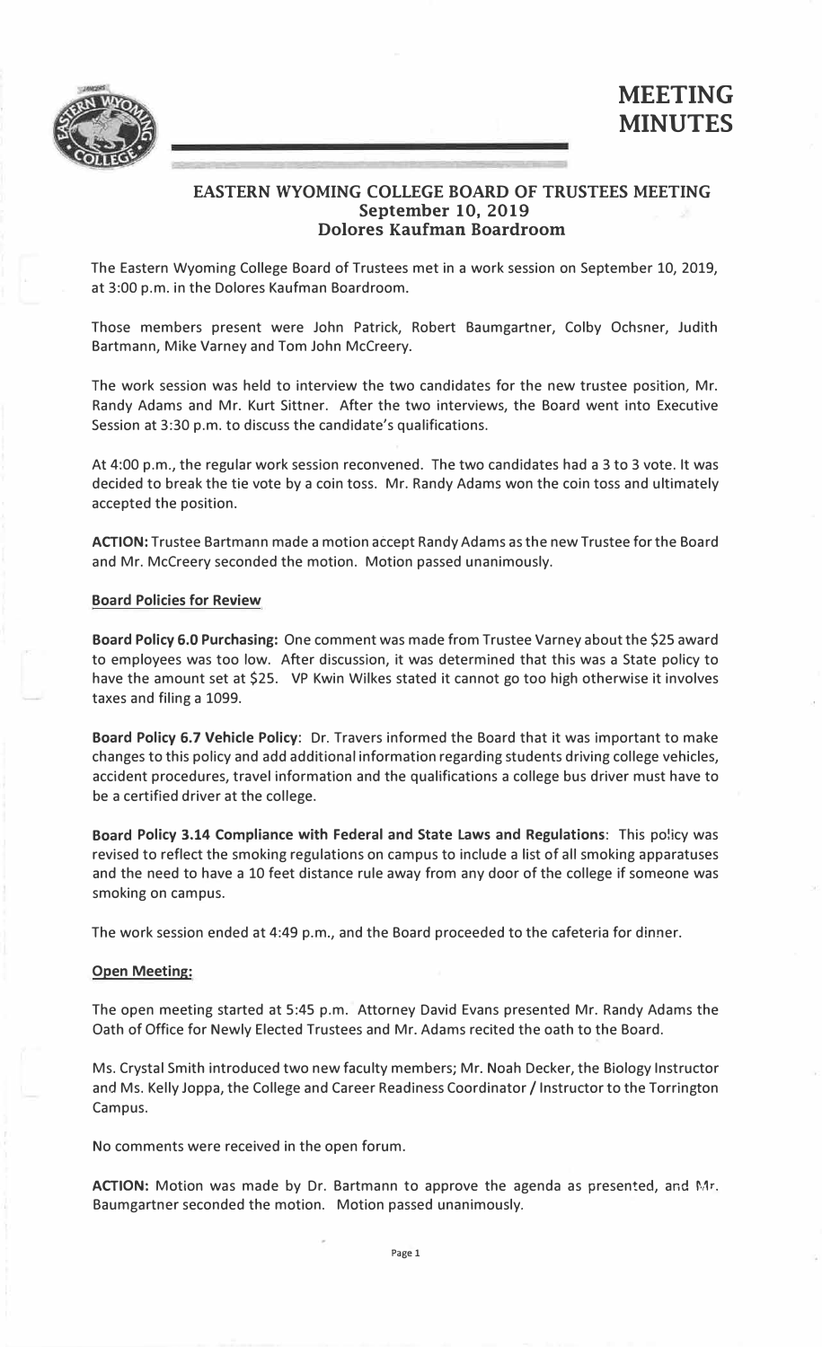# MEETING MINUTES

## EASTERN WYOMING COLLEGE BOARD OF TRUSTEES MEETING
### September 10, 2019
### Dolores Kaufman Boardroom

The Eastern Wyoming College Board of Trustees met in a work session on September 10, 2019, at 3:00 p.m. in the Dolores Kaufman Boardroom.

Those members present were John Patrick, Robert Baumgartner, Colby Ochsner, Judith Bartmann, Mike Varney and Tom John McCreery.

The work session was held to interview the two candidates for the new trustee position, Mr. Randy Adams and Mr. Kurt Sittner. After the two interviews, the Board went into Executive Session at 3:30 p.m. to discuss the candidate's qualifications.

At 4:00 p.m., the regular work session reconvened. The two candidates had a 3 to 3 vote. It was decided to break the tie vote by a coin toss. Mr. Randy Adams won the coin toss and ultimately accepted the position.

**ACTION:** Trustee Bartmann made a motion accept Randy Adams as the new Trustee for the Board and Mr. McCreery seconded the motion. Motion passed unanimously.

**Board Policies for Review**

**Board Policy 6.0 Purchasing:** One comment was made from Trustee Varney about the $25 award to employees was too low. After discussion, it was determined that this was a State policy to have the amount set at $25. VP Kwin Wilkes stated it cannot go too high otherwise it involves taxes and filing a 1099.

**Board Policy 6.7 Vehicle Policy**: Dr. Travers informed the Board that it was important to make changes to this policy and add additional information regarding students driving college vehicles, accident procedures, travel information and the qualifications a college bus driver must have to be a certified driver at the college.

**Board Policy 3.14 Compliance with Federal and State Laws and Regulations**: This policy was revised to reflect the smoking regulations on campus to include a list of all smoking apparatuses and the need to have a 10 feet distance rule away from any door of the college if someone was smoking on campus.

The work session ended at 4:49 p.m., and the Board proceeded to the cafeteria for dinner.

**Open Meeting:**

The open meeting started at 5:45 p.m. Attorney David Evans presented Mr. Randy Adams the Oath of Office for Newly Elected Trustees and Mr. Adams recited the oath to the Board.

Ms. Crystal Smith introduced two new faculty members; Mr. Noah Decker, the Biology Instructor and Ms. Kelly Joppa, the College and Career Readiness Coordinator / Instructor to the Torrington Campus.

No comments were received in the open forum.

**ACTION:** Motion was made by Dr. Bartmann to approve the agenda as presented, and Mr. Baumgartner seconded the motion. Motion passed unanimously.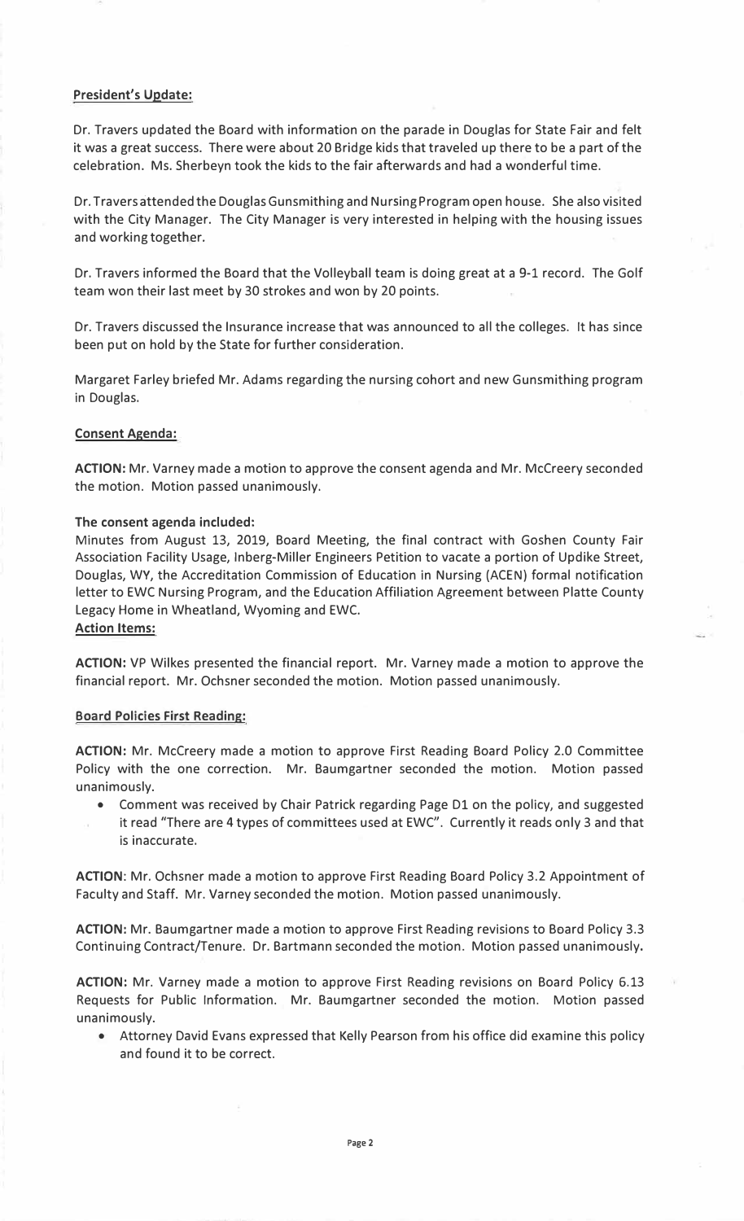## President's Update:

Dr. Travers updated the Board with information on the parade in Douglas for State Fair and felt it was a great success. There were about 20 Bridge kids that traveled up there to be a part of the celebration. Ms. Sherbeyn took the kids to the fair afterwards and had a wonderful time.

Dr. Travers attended the Douglas Gunsmithing and Nursing Program open house. She also visited with the City Manager. The City Manager is very interested in helping with the housing issues and working together.

Dr. Travers informed the Board that the Volleyball team is doing great at a 9-1 record. The Golf team won their last meet by 30 strokes and won by 20 points.

Dr. Travers discussed the Insurance increase that was announced to all the colleges. It has since been put on hold by the State for further consideration.

Margaret Farley briefed Mr. Adams regarding the nursing cohort and new Gunsmithing program in Douglas.

## Consent Agenda:

**ACTION:** Mr. Varney made a motion to approve the consent agenda and Mr. McCreery seconded the motion. Motion passed unanimously.

**The consent agenda included:**
Minutes from August 13, 2019, Board Meeting, the final contract with Goshen County Fair Association Facility Usage, Inberg-Miller Engineers Petition to vacate a portion of Updike Street, Douglas, WY, the Accreditation Commission of Education in Nursing (ACEN) formal notification letter to EWC Nursing Program, and the Education Affiliation Agreement between Platte County Legacy Home in Wheatland, Wyoming and EWC.

## Action Items:

**ACTION:** VP Wilkes presented the financial report. Mr. Varney made a motion to approve the financial report. Mr. Ochsner seconded the motion. Motion passed unanimously.

## Board Policies First Reading:

**ACTION:** Mr. McCreery made a motion to approve First Reading Board Policy 2.0 Committee Policy with the one correction. Mr. Baumgartner seconded the motion. Motion passed unanimously.

- Comment was received by Chair Patrick regarding Page D1 on the policy, and suggested it read "There are 4 types of committees used at EWC". Currently it reads only 3 and that is inaccurate.

**ACTION**: Mr. Ochsner made a motion to approve First Reading Board Policy 3.2 Appointment of Faculty and Staff. Mr. Varney seconded the motion. Motion passed unanimously.

**ACTION:** Mr. Baumgartner made a motion to approve First Reading revisions to Board Policy 3.3 Continuing Contract/Tenure. Dr. Bartmann seconded the motion. Motion passed unanimously.

**ACTION:** Mr. Varney made a motion to approve First Reading revisions on Board Policy 6.13 Requests for Public Information. Mr. Baumgartner seconded the motion. Motion passed unanimously.

- Attorney David Evans expressed that Kelly Pearson from his office did examine this policy and found it to be correct.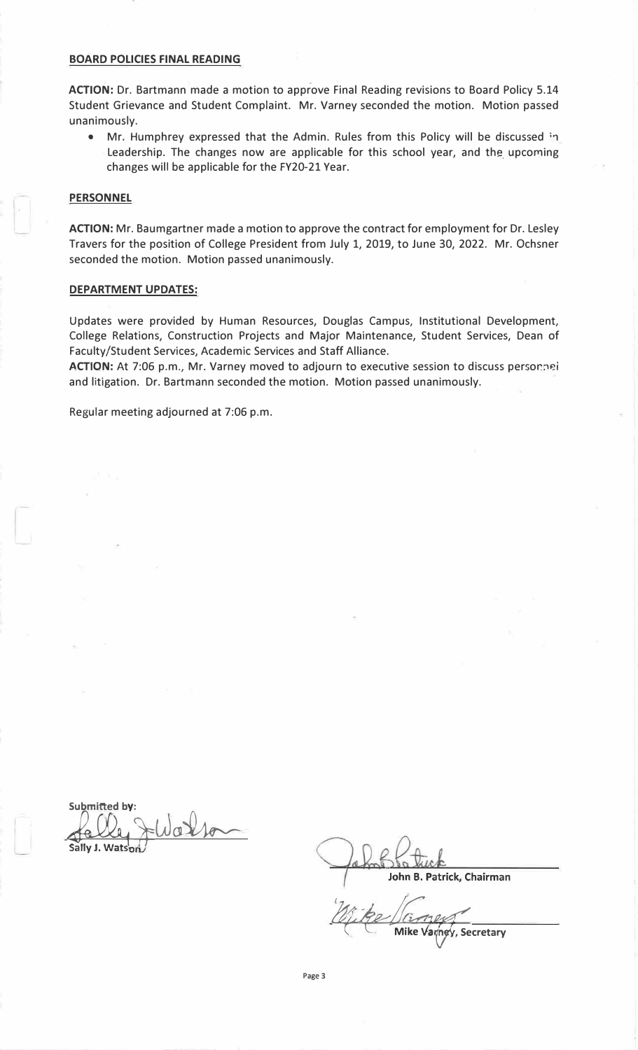**BOARD POLICIES FINAL READING**

**ACTION:** Dr. Bartmann made a motion to approve Final Reading revisions to Board Policy 5.14 Student Grievance and Student Complaint. Mr. Varney seconded the motion. Motion passed unanimously.

- Mr. Humphrey expressed that the Admin. Rules from this Policy will be discussed in Leadership. The changes now are applicable for this school year, and the upcoming changes will be applicable for the FY20-21 Year.

**PERSONNEL**

**ACTION:** Mr. Baumgartner made a motion to approve the contract for employment for Dr. Lesley Travers for the position of College President from July 1, 2019, to June 30, 2022. Mr. Ochsner seconded the motion. Motion passed unanimously.

**DEPARTMENT UPDATES:**

Updates were provided by Human Resources, Douglas Campus, Institutional Development, College Relations, Construction Projects and Major Maintenance, Student Services, Dean of Faculty/Student Services, Academic Services and Staff Alliance.

**ACTION:** At 7:06 p.m., Mr. Varney moved to adjourn to executive session to discuss personnel and litigation. Dr. Bartmann seconded the motion. Motion passed unanimously.

Regular meeting adjourned at 7:06 p.m.

**Submitted by:**

**Sally J. Watson**

**John B. Patrick, Chairman**

**Mike Varney, Secretary**